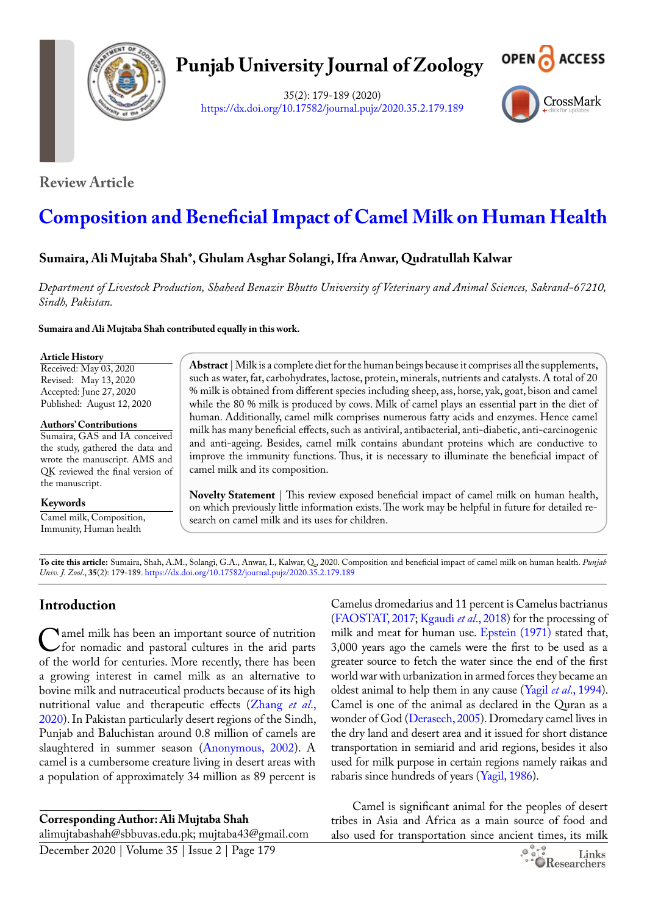Punjab University Journal of Zoology

35(2): 179-189 (2020)
https://dx.doi.org/10.17582/journal.pujz/2020.35.2.179.189

Review Article

# Composition and Beneficial Impact of Camel Milk on Human Health

**Sumaira, Ali Mujtaba Shah*, Ghulam Asghar Solangi, Ifra Anwar, Qudratullah Kalwar**

*Department of Livestock Production, Shaheed Benazir Bhutto University of Veterinary and Animal Sciences, Sakrand-67210, Sindh, Pakistan.*

**Sumaira and Ali Mujtaba Shah contributed equally in this work.**

**Article History**
Received: May 03, 2020
Revised: May 13, 2020
Accepted: June 27, 2020
Published: August 12, 2020

**Authors' Contributions**
Sumaira, GAS and IA conceived the study, gathered the data and wrote the manuscript. AMS and QK reviewed the final version of the manuscript.

**Keywords**
Camel milk, Composition, Immunity, Human health

**Abstract** | Milk is a complete diet for the human beings because it comprises all the supplements, such as water, fat, carbohydrates, lactose, protein, minerals, nutrients and catalysts. A total of 20 % milk is obtained from different species including sheep, ass, horse, yak, goat, bison and camel while the 80 % milk is produced by cows. Milk of camel plays an essential part in the diet of human. Additionally, camel milk comprises numerous fatty acids and enzymes. Hence camel milk has many beneficial effects, such as antiviral, antibacterial, anti-diabetic, anti-carcinogenic and anti-ageing. Besides, camel milk contains abundant proteins which are conductive to improve the immunity functions. Thus, it is necessary to illuminate the beneficial impact of camel milk and its composition.

**Novelty Statement** | This review exposed beneficial impact of camel milk on human health, on which previously little information exists. The work may be helpful in future for detailed research on camel milk and its uses for children.

**To cite this article:** Sumaira, Shah, A.M., Solangi, G.A., Anwar, I., Kalwar, Q., 2020. Composition and beneficial impact of camel milk on human health. *Punjab Univ. J. Zool.*, **35**(2): 179-189. https://dx.doi.org/10.17582/journal.pujz/2020.35.2.179.189

## Introduction

Camel milk has been an important source of nutrition for nomadic and pastoral cultures in the arid parts of the world for centuries. More recently, there has been a growing interest in camel milk as an alternative to bovine milk and nutraceutical products because of its high nutritional value and therapeutic effects (Zhang *et al*., 2020). In Pakistan particularly desert regions of the Sindh, Punjab and Baluchistan around 0.8 million of camels are slaughtered in summer season (Anonymous, 2002). A camel is a cumbersome creature living in desert areas with a population of approximately 34 million as 89 percent is Camelus dromedarius and 11 percent is Camelus bactrianus (FAOSTAT, 2017; Kgaudi *et al*., 2018) for the processing of milk and meat for human use. Epstein (1971) stated that, 3,000 years ago the camels were the first to be used as a greater source to fetch the water since the end of the first world war with urbanization in armed forces they became an oldest animal to help them in any cause (Yagil *et al*., 1994). Camel is one of the animal as declared in the Quran as a wonder of God (Derasech, 2005). Dromedary camel lives in the dry land and desert area and it issued for short distance transportation in semiarid and arid regions, besides it also used for milk purpose in certain regions namely raikas and rabaris since hundreds of years (Yagil, 1986).

Camel is significant animal for the peoples of desert tribes in Asia and Africa as a main source of food and also used for transportation since ancient times, its milk

**Corresponding Author: Ali Mujtaba Shah**
alimujtabashah@sbbuvas.edu.pk; mujtaba43@gmail.com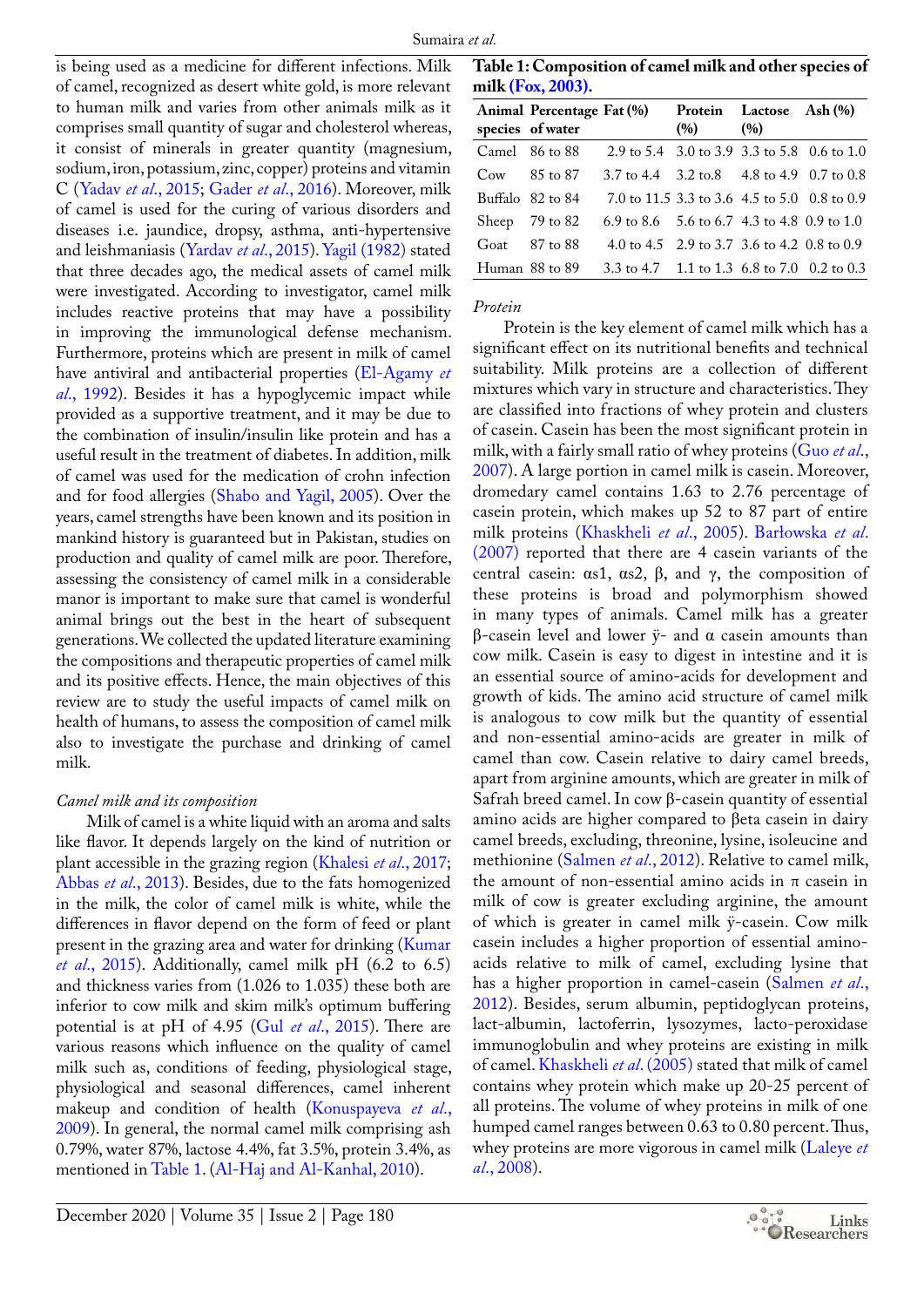is being used as a medicine for different infections. Milk of camel, recognized as desert white gold, is more relevant to human milk and varies from other animals milk as it comprises small quantity of sugar and cholesterol whereas, it consist of minerals in greater quantity (magnesium, sodium, iron, potassium, zinc, copper) proteins and vitamin C (Yadav *et al*., 2015; Gader *et al*., 2016). Moreover, milk of camel is used for the curing of various disorders and diseases i.e. jaundice, dropsy, asthma, anti-hypertensive and leishmaniasis (Yardav *et al*., 2015). Yagil (1982) stated that three decades ago, the medical assets of camel milk were investigated. According to investigator, camel milk includes reactive proteins that may have a possibility in improving the immunological defense mechanism. Furthermore, proteins which are present in milk of camel have antiviral and antibacterial properties (El-Agamy *et al*., 1992). Besides it has a hypoglycemic impact while provided as a supportive treatment, and it may be due to the combination of insulin/insulin like protein and has a useful result in the treatment of diabetes. In addition, milk of camel was used for the medication of crohn infection and for food allergies (Shabo and Yagil, 2005). Over the years, camel strengths have been known and its position in mankind history is guaranteed but in Pakistan, studies on production and quality of camel milk are poor. Therefore, assessing the consistency of camel milk in a considerable manor is important to make sure that camel is wonderful animal brings out the best in the heart of subsequent generations. We collected the updated literature examining the compositions and therapeutic properties of camel milk and its positive effects. Hence, the main objectives of this review are to study the useful impacts of camel milk on health of humans, to assess the composition of camel milk also to investigate the purchase and drinking of camel milk.

*Camel milk and its composition*

Milk of camel is a white liquid with an aroma and salts like flavor. It depends largely on the kind of nutrition or plant accessible in the grazing region (Khalesi *et al*., 2017; Abbas *et al*., 2013). Besides, due to the fats homogenized in the milk, the color of camel milk is white, while the differences in flavor depend on the form of feed or plant present in the grazing area and water for drinking (Kumar *et al*., 2015). Additionally, camel milk pH (6.2 to 6.5) and thickness varies from (1.026 to 1.035) these both are inferior to cow milk and skim milk's optimum buffering potential is at pH of 4.95 (Gul *et al*., 2015). There are various reasons which influence on the quality of camel milk such as, conditions of feeding, physiological stage, physiological and seasonal differences, camel inherent makeup and condition of health (Konuspayeva *et al*., 2009). In general, the normal camel milk comprising ash 0.79%, water 87%, lactose 4.4%, fat 3.5%, protein 3.4%, as mentioned in Table 1. (Al-Haj and Al-Kanhal, 2010).

**Table 1: Composition of camel milk and other species of milk (Fox, 2003).**

| Animal species | Percentage of water | Fat (%) | Protein (%) | Lactose (%) | Ash (%) |
|---|---|---|---|---|---|
| Camel | 86 to 88 | 2.9 to 5.4 | 3.0 to 3.9 | 3.3 to 5.8 | 0.6 to 1.0 |
| Cow | 85 to 87 | 3.7 to 4.4 | 3.2 to.8 | 4.8 to 4.9 | 0.7 to 0.8 |
| Buffalo | 82 to 84 | 7.0 to 11.5 | 3.3 to 3.6 | 4.5 to 5.0 | 0.8 to 0.9 |
| Sheep | 79 to 82 | 6.9 to 8.6 | 5.6 to 6.7 | 4.3 to 4.8 | 0.9 to 1.0 |
| Goat | 87 to 88 | 4.0 to 4.5 | 2.9 to 3.7 | 3.6 to 4.2 | 0.8 to 0.9 |
| Human | 88 to 89 | 3.3 to 4.7 | 1.1 to 1.3 | 6.8 to 7.0 | 0.2 to 0.3 |

*Protein*

Protein is the key element of camel milk which has a significant effect on its nutritional benefits and technical suitability. Milk proteins are a collection of different mixtures which vary in structure and characteristics. They are classified into fractions of whey protein and clusters of casein. Casein has been the most significant protein in milk, with a fairly small ratio of whey proteins (Guo *et al*., 2007). A large portion in camel milk is casein. Moreover, dromedary camel contains 1.63 to 2.76 percentage of casein protein, which makes up 52 to 87 part of entire milk proteins (Khaskheli *et al*., 2005). Barłowska *et al*. (2007) reported that there are 4 casein variants of the central casein: αs1, αs2, β, and γ, the composition of these proteins is broad and polymorphism showed in many types of animals. Camel milk has a greater β-casein level and lower ÿ- and α casein amounts than cow milk. Casein is easy to digest in intestine and it is an essential source of amino-acids for development and growth of kids. The amino acid structure of camel milk is analogous to cow milk but the quantity of essential and non-essential amino-acids are greater in milk of camel than cow. Casein relative to dairy camel breeds, apart from arginine amounts, which are greater in milk of Safrah breed camel. In cow β-casein quantity of essential amino acids are higher compared to βeta casein in dairy camel breeds, excluding, threonine, lysine, isoleucine and methionine (Salmen *et al*., 2012). Relative to camel milk, the amount of non-essential amino acids in π casein in milk of cow is greater excluding arginine, the amount of which is greater in camel milk ÿ-casein. Cow milk casein includes a higher proportion of essential amino-acids relative to milk of camel, excluding lysine that has a higher proportion in camel-casein (Salmen *et al*., 2012). Besides, serum albumin, peptidoglycan proteins, lact-albumin, lactoferrin, lysozymes, lacto-peroxidase immunoglobulin and whey proteins are existing in milk of camel. Khaskheli *et al*. (2005) stated that milk of camel contains whey protein which make up 20-25 percent of all proteins. The volume of whey proteins in milk of one humped camel ranges between 0.63 to 0.80 percent. Thus, whey proteins are more vigorous in camel milk (Laleye *et al*., 2008).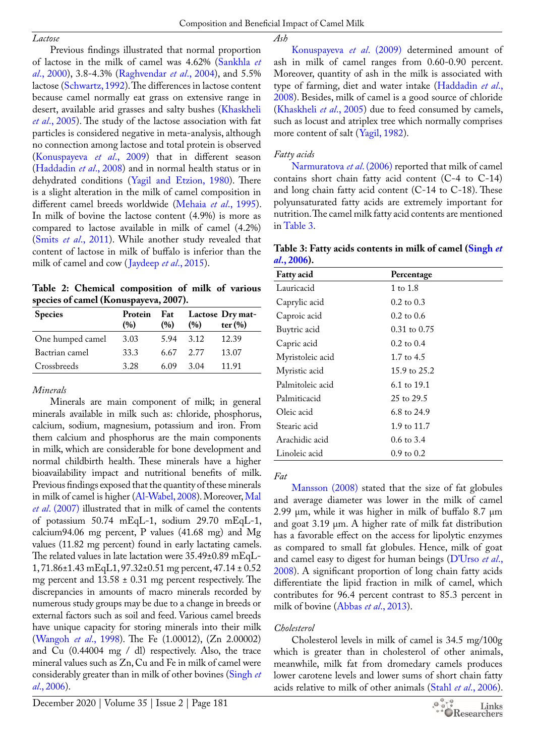### *Lactose*

Previous findings illustrated that normal proportion of lactose in the milk of camel was 4.62% (Sankhla *et al*., 2000), 3.8-4.3% (Raghvendar *et al*., 2004), and 5.5% lactose (Schwartz, 1992). The differences in lactose content because camel normally eat grass on extensive range in desert, available arid grasses and salty bushes (Khaskheli *et al*., 2005). The study of the lactose association with fat particles is considered negative in meta-analysis, although no connection among lactose and total protein is observed (Konuspayeva *et al*., 2009) that in different season (Haddadin *et al*., 2008) and in normal health status or in dehydrated conditions (Yagil and Etzion, 1980). There is a slight alteration in the milk of camel composition in different camel breeds worldwide (Mehaia *et al*., 1995). In milk of bovine the lactose content (4.9%) is more as compared to lactose available in milk of camel (4.2%) (Smits *et al*., 2011). While another study revealed that content of lactose in milk of buffalo is inferior than the milk of camel and cow (Jaydeep *et al*., 2015).

**Table 2: Chemical composition of milk of various species of camel (Konuspayeva, 2007).**

| Species | Protein (%) | Fat (%) | Lactose (%) | Dry matter (%) |
|---|---|---|---|---|
| One humped camel | 3.03 | 5.94 | 3.12 | 12.39 |
| Bactrian camel | 33.3 | 6.67 | 2.77 | 13.07 |
| Crossbreeds | 3.28 | 6.09 | 3.04 | 11.91 |

### *Minerals*

Minerals are main component of milk; in general minerals available in milk such as: chloride, phosphorus, calcium, sodium, magnesium, potassium and iron. From them calcium and phosphorus are the main components in milk, which are considerable for bone development and normal childbirth health. These minerals have a higher bioavailability impact and nutritional benefits of milk. Previous findings exposed that the quantity of these minerals in milk of camel is higher (Al-Wabel, 2008). Moreover, Mal *et al*. (2007) illustrated that in milk of camel the contents of potassium 50.74 mEqL-1, sodium 29.70 mEqL-1, calcium94.06 mg percent, P values (41.68 mg) and Mg values (11.82 mg percent) found in early lactating camels. The related values in late lactation were 35.49±0.89 mEqL-1, 71.86±1.43 mEqL1, 97.32±0.51 mg percent, 47.14 ± 0.52 mg percent and 13.58 ± 0.31 mg percent respectively. The discrepancies in amounts of macro minerals recorded by numerous study groups may be due to a change in breeds or external factors such as soil and feed. Various camel breeds have unique capacity for storing minerals into their milk (Wangoh *et al*., 1998). The Fe (1.00012), (Zn 2.00002) and Cu (0.44004 mg / dl) respectively. Also, the trace mineral values such as Zn, Cu and Fe in milk of camel were considerably greater than in milk of other bovines (Singh *et al*., 2006).

### *Ash*

Konuspayeva *et al*. (2009) determined amount of ash in milk of camel ranges from 0.60-0.90 percent. Moreover, quantity of ash in the milk is associated with type of farming, diet and water intake (Haddadin *et al*., 2008). Besides, milk of camel is a good source of chloride (Khaskheli *et al*., 2005) due to feed consumed by camels, such as locust and atriplex tree which normally comprises more content of salt (Yagil, 1982).

### *Fatty acids*

Narmuratova *et al*. (2006) reported that milk of camel contains short chain fatty acid content (C-4 to C-14) and long chain fatty acid content (C-14 to C-18). These polyunsaturated fatty acids are extremely important for nutrition. The camel milk fatty acid contents are mentioned in Table 3.

**Table 3: Fatty acids contents in milk of camel (Singh *et al*., 2006).**

| Fatty acid | Percentage |
|---|---|
| Lauricacid | 1 to 1.8 |
| Caprylic acid | 0.2 to 0.3 |
| Caproic acid | 0.2 to 0.6 |
| Buytric acid | 0.31 to 0.75 |
| Capric acid | 0.2 to 0.4 |
| Myristoleic acid | 1.7 to 4.5 |
| Myristic acid | 15.9 to 25.2 |
| Palmitoleic acid | 6.1 to 19.1 |
| Palmiticacid | 25 to 29.5 |
| Oleic acid | 6.8 to 24.9 |
| Stearic acid | 1.9 to 11.7 |
| Arachidic acid | 0.6 to 3.4 |
| Linoleic acid | 0.9 to 0.2 |

### *Fat*

Mansson (2008) stated that the size of fat globules and average diameter was lower in the milk of camel 2.99 µm, while it was higher in milk of buffalo 8.7 µm and goat 3.19 µm. A higher rate of milk fat distribution has a favorable effect on the access for lipolytic enzymes as compared to small fat globules. Hence, milk of goat and camel easy to digest for human beings (D'Urso *et al*., 2008). A significant proportion of long chain fatty acids differentiate the lipid fraction in milk of camel, which contributes for 96.4 percent contrast to 85.3 percent in milk of bovine (Abbas *et al*., 2013).

### *Cholesterol*

Cholesterol levels in milk of camel is 34.5 mg/100g which is greater than in cholesterol of other animals, meanwhile, milk fat from dromedary camels produces lower carotene levels and lower sums of short chain fatty acids relative to milk of other animals (Stahl *et al*., 2006).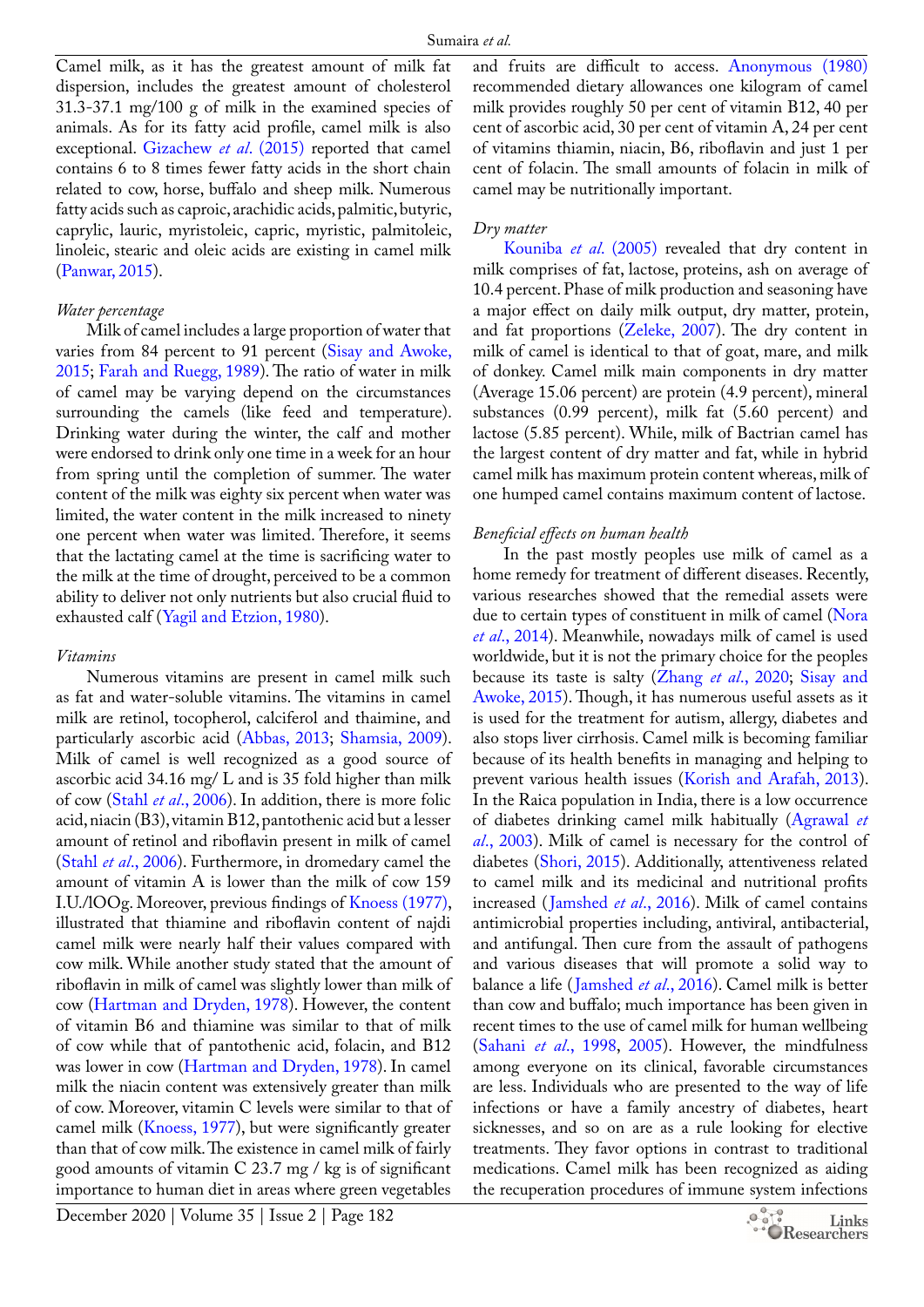Camel milk, as it has the greatest amount of milk fat dispersion, includes the greatest amount of cholesterol 31.3-37.1 mg/100 g of milk in the examined species of animals. As for its fatty acid profile, camel milk is also exceptional. Gizachew *et al*. (2015) reported that camel contains 6 to 8 times fewer fatty acids in the short chain related to cow, horse, buffalo and sheep milk. Numerous fatty acids such as caproic, arachidic acids, palmitic, butyric, caprylic, lauric, myristoleic, capric, myristic, palmitoleic, linoleic, stearic and oleic acids are existing in camel milk (Panwar, 2015).

*Water percentage*

Milk of camel includes a large proportion of water that varies from 84 percent to 91 percent (Sisay and Awoke, 2015; Farah and Ruegg, 1989). The ratio of water in milk of camel may be varying depend on the circumstances surrounding the camels (like feed and temperature). Drinking water during the winter, the calf and mother were endorsed to drink only one time in a week for an hour from spring until the completion of summer. The water content of the milk was eighty six percent when water was limited, the water content in the milk increased to ninety one percent when water was limited. Therefore, it seems that the lactating camel at the time is sacrificing water to the milk at the time of drought, perceived to be a common ability to deliver not only nutrients but also crucial fluid to exhausted calf (Yagil and Etzion, 1980).

*Vitamins*

Numerous vitamins are present in camel milk such as fat and water-soluble vitamins. The vitamins in camel milk are retinol, tocopherol, calciferol and thaimine, and particularly ascorbic acid (Abbas, 2013; Shamsia, 2009). Milk of camel is well recognized as a good source of ascorbic acid 34.16 mg/ L and is 35 fold higher than milk of cow (Stahl *et al*., 2006). In addition, there is more folic acid, niacin (B3), vitamin B12, pantothenic acid but a lesser amount of retinol and riboflavin present in milk of camel (Stahl *et al*., 2006). Furthermore, in dromedary camel the amount of vitamin A is lower than the milk of cow 159 I.U./lOOg. Moreover, previous findings of Knoess (1977), illustrated that thiamine and riboflavin content of najdi camel milk were nearly half their values compared with cow milk. While another study stated that the amount of riboflavin in milk of camel was slightly lower than milk of cow (Hartman and Dryden, 1978). However, the content of vitamin B6 and thiamine was similar to that of milk of cow while that of pantothenic acid, folacin, and B12 was lower in cow (Hartman and Dryden, 1978). In camel milk the niacin content was extensively greater than milk of cow. Moreover, vitamin C levels were similar to that of camel milk (Knoess, 1977), but were significantly greater than that of cow milk. The existence in camel milk of fairly good amounts of vitamin C 23.7 mg / kg is of significant importance to human diet in areas where green vegetables and fruits are difficult to access. Anonymous (1980) recommended dietary allowances one kilogram of camel milk provides roughly 50 per cent of vitamin B12, 40 per cent of ascorbic acid, 30 per cent of vitamin A, 24 per cent of vitamins thiamin, niacin, B6, riboflavin and just 1 per cent of folacin. The small amounts of folacin in milk of camel may be nutritionally important.

*Dry matter*

Kouniba *et al*. (2005) revealed that dry content in milk comprises of fat, lactose, proteins, ash on average of 10.4 percent. Phase of milk production and seasoning have a major effect on daily milk output, dry matter, protein, and fat proportions (Zeleke, 2007). The dry content in milk of camel is identical to that of goat, mare, and milk of donkey. Camel milk main components in dry matter (Average 15.06 percent) are protein (4.9 percent), mineral substances (0.99 percent), milk fat (5.60 percent) and lactose (5.85 percent). While, milk of Bactrian camel has the largest content of dry matter and fat, while in hybrid camel milk has maximum protein content whereas, milk of one humped camel contains maximum content of lactose.

*Beneficial effects on human health*

In the past mostly peoples use milk of camel as a home remedy for treatment of different diseases. Recently, various researches showed that the remedial assets were due to certain types of constituent in milk of camel (Nora *et al*., 2014). Meanwhile, nowadays milk of camel is used worldwide, but it is not the primary choice for the peoples because its taste is salty (Zhang *et al*., 2020; Sisay and Awoke, 2015). Though, it has numerous useful assets as it is used for the treatment for autism, allergy, diabetes and also stops liver cirrhosis. Camel milk is becoming familiar because of its health benefits in managing and helping to prevent various health issues (Korish and Arafah, 2013). In the Raica population in India, there is a low occurrence of diabetes drinking camel milk habitually (Agrawal *et al*., 2003). Milk of camel is necessary for the control of diabetes (Shori, 2015). Additionally, attentiveness related to camel milk and its medicinal and nutritional profits increased (Jamshed *et al*., 2016). Milk of camel contains antimicrobial properties including, antiviral, antibacterial, and antifungal. Then cure from the assault of pathogens and various diseases that will promote a solid way to balance a life (Jamshed *et al*., 2016). Camel milk is better than cow and buffalo; much importance has been given in recent times to the use of camel milk for human wellbeing (Sahani *et al*., 1998, 2005). However, the mindfulness among everyone on its clinical, favorable circumstances are less. Individuals who are presented to the way of life infections or have a family ancestry of diabetes, heart sicknesses, and so on are as a rule looking for elective treatments. They favor options in contrast to traditional medications. Camel milk has been recognized as aiding the recuperation procedures of immune system infections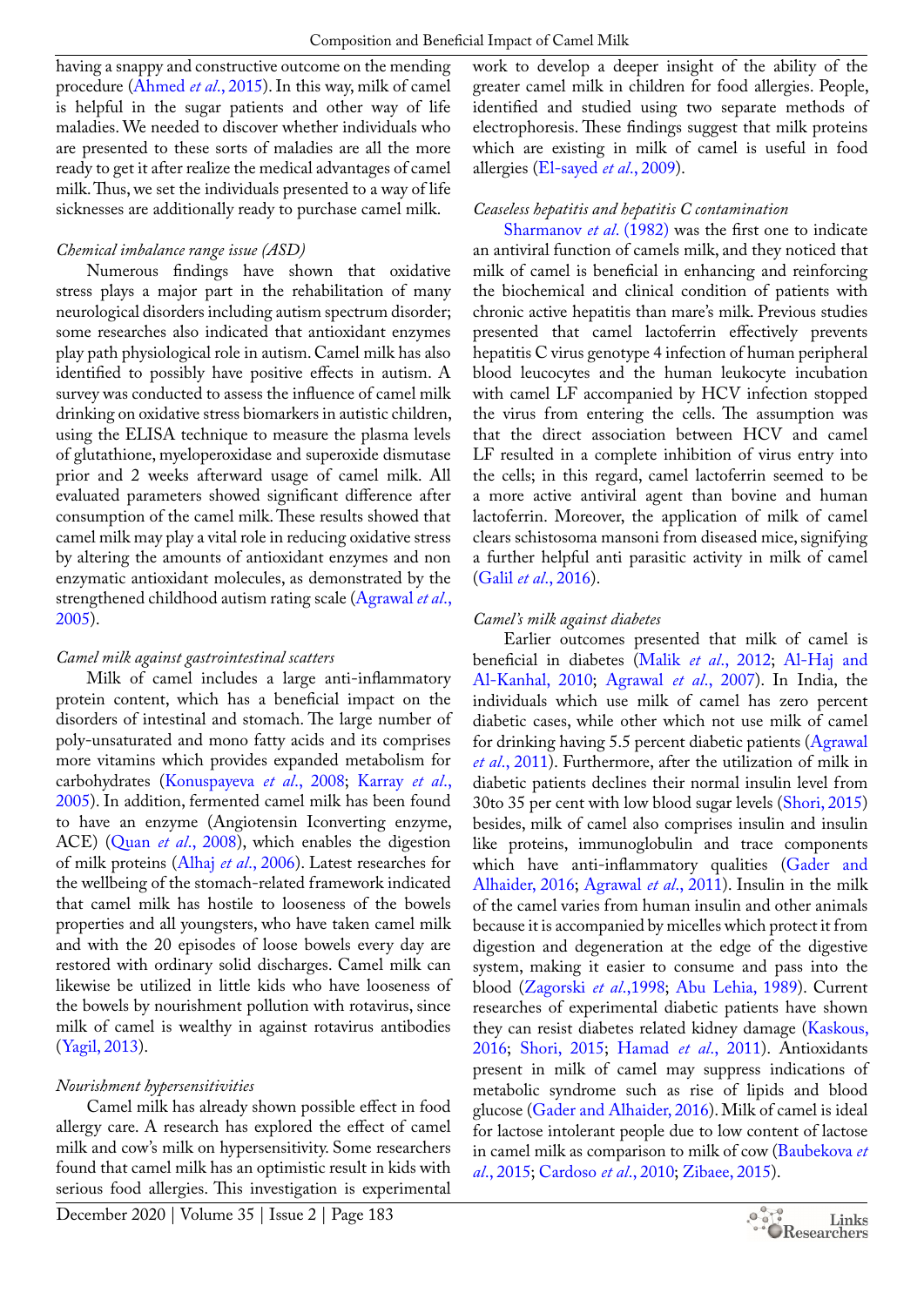having a snappy and constructive outcome on the mending procedure (Ahmed *et al*., 2015). In this way, milk of camel is helpful in the sugar patients and other way of life maladies. We needed to discover whether individuals who are presented to these sorts of maladies are all the more ready to get it after realize the medical advantages of camel milk. Thus, we set the individuals presented to a way of life sicknesses are additionally ready to purchase camel milk.

*Chemical imbalance range issue (ASD)*

Numerous findings have shown that oxidative stress plays a major part in the rehabilitation of many neurological disorders including autism spectrum disorder; some researches also indicated that antioxidant enzymes play path physiological role in autism. Camel milk has also identified to possibly have positive effects in autism. A survey was conducted to assess the influence of camel milk drinking on oxidative stress biomarkers in autistic children, using the ELISA technique to measure the plasma levels of glutathione, myeloperoxidase and superoxide dismutase prior and 2 weeks afterward usage of camel milk. All evaluated parameters showed significant difference after consumption of the camel milk. These results showed that camel milk may play a vital role in reducing oxidative stress by altering the amounts of antioxidant enzymes and non enzymatic antioxidant molecules, as demonstrated by the strengthened childhood autism rating scale (Agrawal *et al*., 2005).

*Camel milk against gastrointestinal scatters*

Milk of camel includes a large anti-inflammatory protein content, which has a beneficial impact on the disorders of intestinal and stomach. The large number of poly-unsaturated and mono fatty acids and its comprises more vitamins which provides expanded metabolism for carbohydrates (Konuspayeva *et al*., 2008; Karray *et al*., 2005). In addition, fermented camel milk has been found to have an enzyme (Angiotensin Iconverting enzyme, ACE) (Quan *et al*., 2008), which enables the digestion of milk proteins (Alhaj *et al*., 2006). Latest researches for the wellbeing of the stomach-related framework indicated that camel milk has hostile to looseness of the bowels properties and all youngsters, who have taken camel milk and with the 20 episodes of loose bowels every day are restored with ordinary solid discharges. Camel milk can likewise be utilized in little kids who have looseness of the bowels by nourishment pollution with rotavirus, since milk of camel is wealthy in against rotavirus antibodies (Yagil, 2013).

*Nourishment hypersensitivities*

Camel milk has already shown possible effect in food allergy care. A research has explored the effect of camel milk and cow's milk on hypersensitivity. Some researchers found that camel milk has an optimistic result in kids with serious food allergies. This investigation is experimental work to develop a deeper insight of the ability of the greater camel milk in children for food allergies. People, identified and studied using two separate methods of electrophoresis. These findings suggest that milk proteins which are existing in milk of camel is useful in food allergies (El-sayed *et al*., 2009).

*Ceaseless hepatitis and hepatitis C contamination*

Sharmanov *et al*. (1982) was the first one to indicate an antiviral function of camels milk, and they noticed that milk of camel is beneficial in enhancing and reinforcing the biochemical and clinical condition of patients with chronic active hepatitis than mare's milk. Previous studies presented that camel lactoferrin effectively prevents hepatitis C virus genotype 4 infection of human peripheral blood leucocytes and the human leukocyte incubation with camel LF accompanied by HCV infection stopped the virus from entering the cells. The assumption was that the direct association between HCV and camel LF resulted in a complete inhibition of virus entry into the cells; in this regard, camel lactoferrin seemed to be a more active antiviral agent than bovine and human lactoferrin. Moreover, the application of milk of camel clears schistosoma mansoni from diseased mice, signifying a further helpful anti parasitic activity in milk of camel (Galil *et al*., 2016).

*Camel's milk against diabetes*

Earlier outcomes presented that milk of camel is beneficial in diabetes (Malik *et al*., 2012; Al-Haj and Al-Kanhal, 2010; Agrawal *et al*., 2007). In India, the individuals which use milk of camel has zero percent diabetic cases, while other which not use milk of camel for drinking having 5.5 percent diabetic patients (Agrawal *et al*., 2011). Furthermore, after the utilization of milk in diabetic patients declines their normal insulin level from 30to 35 per cent with low blood sugar levels (Shori, 2015) besides, milk of camel also comprises insulin and insulin like proteins, immunoglobulin and trace components which have anti-inflammatory qualities (Gader and Alhaider, 2016; Agrawal *et al*., 2011). Insulin in the milk of the camel varies from human insulin and other animals because it is accompanied by micelles which protect it from digestion and degeneration at the edge of the digestive system, making it easier to consume and pass into the blood (Zagorski *et al*.,1998; Abu Lehia, 1989). Current researches of experimental diabetic patients have shown they can resist diabetes related kidney damage (Kaskous, 2016; Shori, 2015; Hamad *et al*., 2011). Antioxidants present in milk of camel may suppress indications of metabolic syndrome such as rise of lipids and blood glucose (Gader and Alhaider, 2016). Milk of camel is ideal for lactose intolerant people due to low content of lactose in camel milk as comparison to milk of cow (Baubekova *et al*., 2015; Cardoso *et al*., 2010; Zibaee, 2015).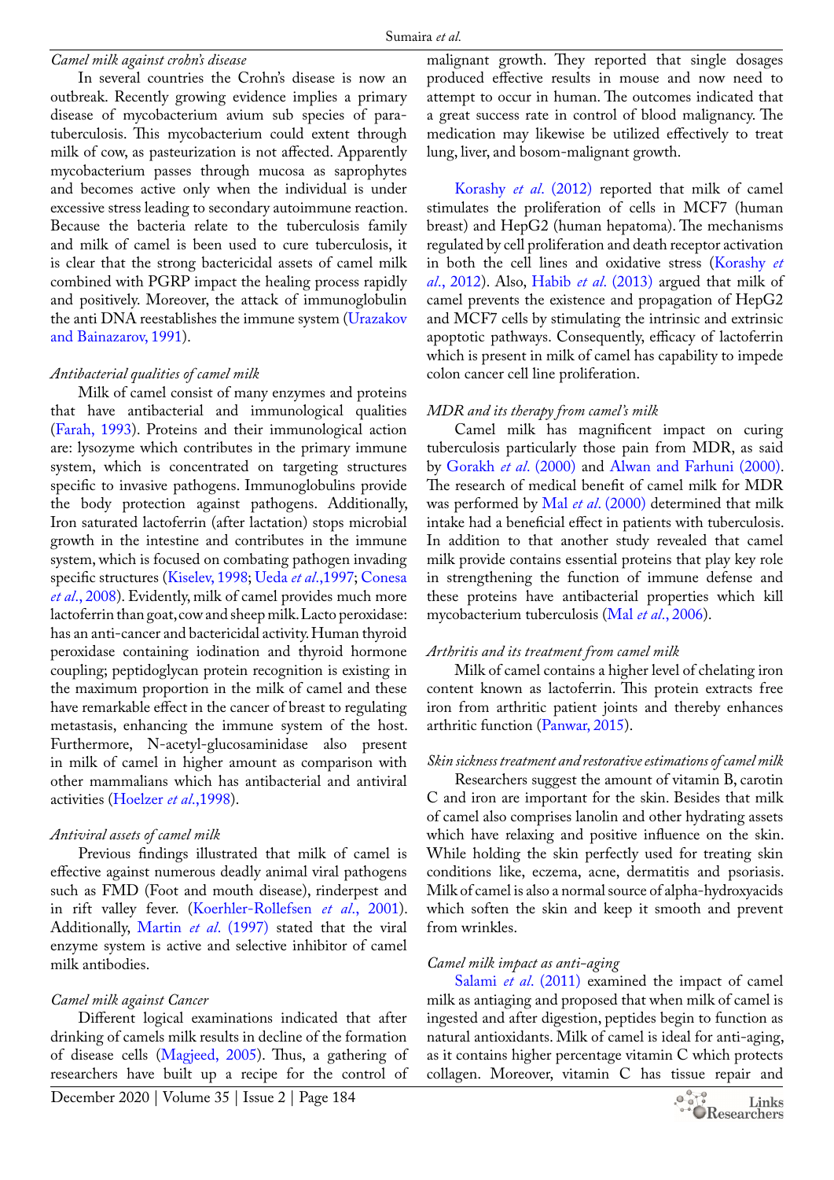### *Camel milk against crohn's disease*

In several countries the Crohn's disease is now an outbreak. Recently growing evidence implies a primary disease of mycobacterium avium sub species of paratuberculosis. This mycobacterium could extent through milk of cow, as pasteurization is not affected. Apparently mycobacterium passes through mucosa as saprophytes and becomes active only when the individual is under excessive stress leading to secondary autoimmune reaction. Because the bacteria relate to the tuberculosis family and milk of camel is been used to cure tuberculosis, it is clear that the strong bactericidal assets of camel milk combined with PGRP impact the healing process rapidly and positively. Moreover, the attack of immunoglobulin the anti DNA reestablishes the immune system (Urazakov and Bainazarov, 1991).

### *Antibacterial qualities of camel milk*

Milk of camel consist of many enzymes and proteins that have antibacterial and immunological qualities (Farah, 1993). Proteins and their immunological action are: lysozyme which contributes in the primary immune system, which is concentrated on targeting structures specific to invasive pathogens. Immunoglobulins provide the body protection against pathogens. Additionally, Iron saturated lactoferrin (after lactation) stops microbial growth in the intestine and contributes in the immune system, which is focused on combating pathogen invading specific structures (Kiselev, 1998; Ueda *et al*.,1997; Conesa *et al*., 2008). Evidently, milk of camel provides much more lactoferrin than goat, cow and sheep milk. Lacto peroxidase: has an anti-cancer and bactericidal activity. Human thyroid peroxidase containing iodination and thyroid hormone coupling; peptidoglycan protein recognition is existing in the maximum proportion in the milk of camel and these have remarkable effect in the cancer of breast to regulating metastasis, enhancing the immune system of the host. Furthermore, N-acetyl-glucosaminidase also present in milk of camel in higher amount as comparison with other mammalians which has antibacterial and antiviral activities (Hoelzer *et al*.,1998).

### *Antiviral assets of camel milk*

Previous findings illustrated that milk of camel is effective against numerous deadly animal viral pathogens such as FMD (Foot and mouth disease), rinderpest and in rift valley fever. (Koerhler-Rollefsen *et al*., 2001). Additionally, Martin *et al*. (1997) stated that the viral enzyme system is active and selective inhibitor of camel milk antibodies.

### *Camel milk against Cancer*

Different logical examinations indicated that after drinking of camels milk results in decline of the formation of disease cells (Magjeed, 2005). Thus, a gathering of researchers have built up a recipe for the control of malignant growth. They reported that single dosages produced effective results in mouse and now need to attempt to occur in human. The outcomes indicated that a great success rate in control of blood malignancy. The medication may likewise be utilized effectively to treat lung, liver, and bosom-malignant growth.

Korashy *et al*. (2012) reported that milk of camel stimulates the proliferation of cells in MCF7 (human breast) and HepG2 (human hepatoma). The mechanisms regulated by cell proliferation and death receptor activation in both the cell lines and oxidative stress (Korashy *et al*., 2012). Also, Habib *et al*. (2013) argued that milk of camel prevents the existence and propagation of HepG2 and MCF7 cells by stimulating the intrinsic and extrinsic apoptotic pathways. Consequently, efficacy of lactoferrin which is present in milk of camel has capability to impede colon cancer cell line proliferation.

### *MDR and its therapy from camel's milk*

Camel milk has magnificent impact on curing tuberculosis particularly those pain from MDR, as said by Gorakh *et al*. (2000) and Alwan and Farhuni (2000). The research of medical benefit of camel milk for MDR was performed by Mal *et al*. (2000) determined that milk intake had a beneficial effect in patients with tuberculosis. In addition to that another study revealed that camel milk provide contains essential proteins that play key role in strengthening the function of immune defense and these proteins have antibacterial properties which kill mycobacterium tuberculosis (Mal *et al*., 2006).

### *Arthritis and its treatment from camel milk*

Milk of camel contains a higher level of chelating iron content known as lactoferrin. This protein extracts free iron from arthritic patient joints and thereby enhances arthritic function (Panwar, 2015).

### *Skin sickness treatment and restorative estimations of camel milk*

Researchers suggest the amount of vitamin B, carotin C and iron are important for the skin. Besides that milk of camel also comprises lanolin and other hydrating assets which have relaxing and positive influence on the skin. While holding the skin perfectly used for treating skin conditions like, eczema, acne, dermatitis and psoriasis. Milk of camel is also a normal source of alpha-hydroxyacids which soften the skin and keep it smooth and prevent from wrinkles.

### *Camel milk impact as anti-aging*

Salami *et al*. (2011) examined the impact of camel milk as antiaging and proposed that when milk of camel is ingested and after digestion, peptides begin to function as natural antioxidants. Milk of camel is ideal for anti-aging, as it contains higher percentage vitamin C which protects collagen. Moreover, vitamin C has tissue repair and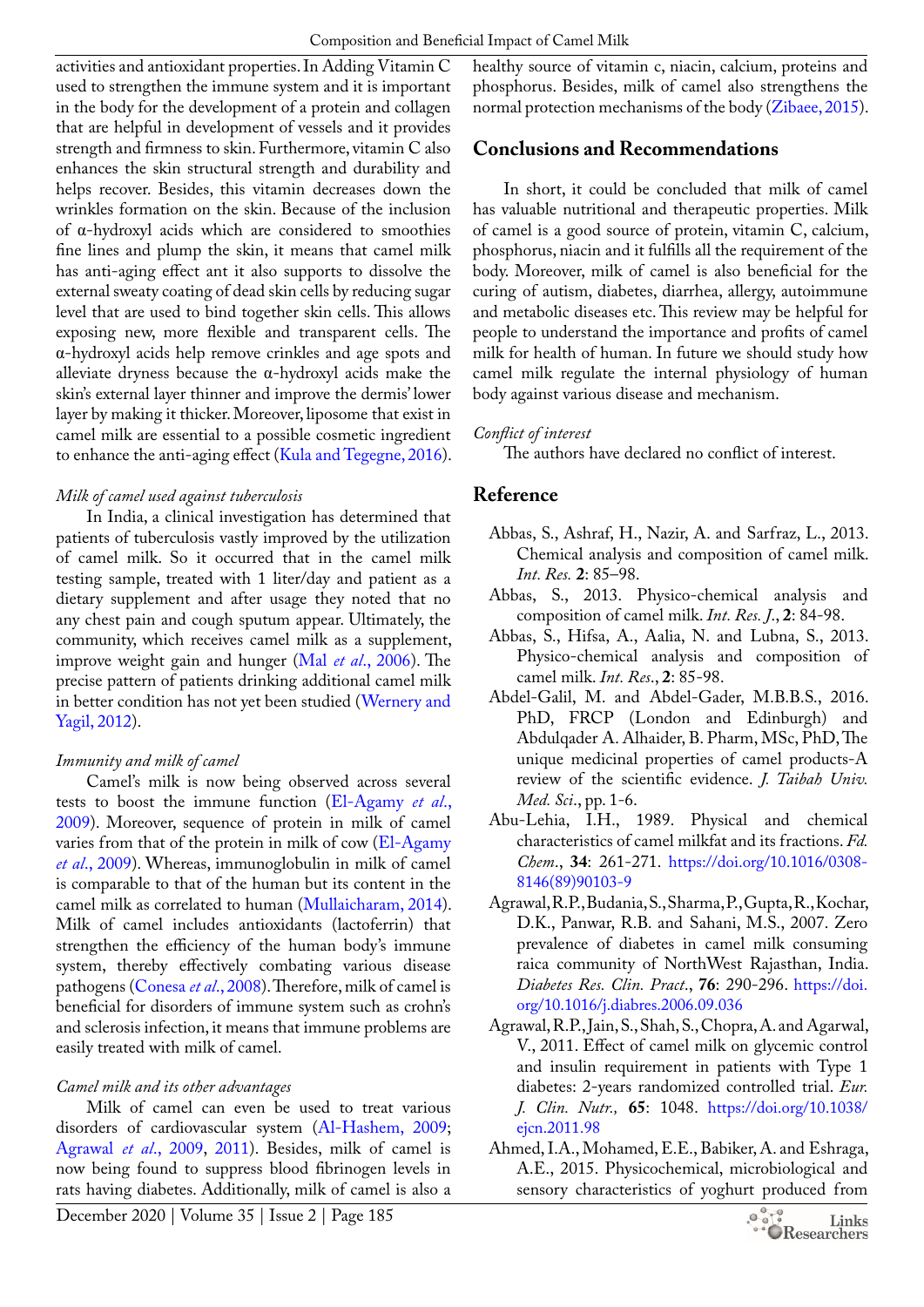activities and antioxidant properties. In Adding Vitamin C used to strengthen the immune system and it is important in the body for the development of a protein and collagen that are helpful in development of vessels and it provides strength and firmness to skin. Furthermore, vitamin C also enhances the skin structural strength and durability and helps recover. Besides, this vitamin decreases down the wrinkles formation on the skin. Because of the inclusion of α-hydroxyl acids which are considered to smoothies fine lines and plump the skin, it means that camel milk has anti-aging effect ant it also supports to dissolve the external sweaty coating of dead skin cells by reducing sugar level that are used to bind together skin cells. This allows exposing new, more flexible and transparent cells. The α-hydroxyl acids help remove crinkles and age spots and alleviate dryness because the α-hydroxyl acids make the skin's external layer thinner and improve the dermis' lower layer by making it thicker. Moreover, liposome that exist in camel milk are essential to a possible cosmetic ingredient to enhance the anti-aging effect (Kula and Tegegne, 2016).

*Milk of camel used against tuberculosis*

In India, a clinical investigation has determined that patients of tuberculosis vastly improved by the utilization of camel milk. So it occurred that in the camel milk testing sample, treated with 1 liter/day and patient as a dietary supplement and after usage they noted that no any chest pain and cough sputum appear. Ultimately, the community, which receives camel milk as a supplement, improve weight gain and hunger (Mal *et al*., 2006). The precise pattern of patients drinking additional camel milk in better condition has not yet been studied (Wernery and Yagil, 2012).

*Immunity and milk of camel*

Camel's milk is now being observed across several tests to boost the immune function (El-Agamy *et al*., 2009). Moreover, sequence of protein in milk of camel varies from that of the protein in milk of cow (El-Agamy *et al*., 2009). Whereas, immunoglobulin in milk of camel is comparable to that of the human but its content in the camel milk as correlated to human (Mullaicharam, 2014). Milk of camel includes antioxidants (lactoferrin) that strengthen the efficiency of the human body's immune system, thereby effectively combating various disease pathogens (Conesa *et al*., 2008). Therefore, milk of camel is beneficial for disorders of immune system such as crohn's and sclerosis infection, it means that immune problems are easily treated with milk of camel.

*Camel milk and its other advantages*

Milk of camel can even be used to treat various disorders of cardiovascular system (Al-Hashem, 2009; Agrawal *et al*., 2009, 2011). Besides, milk of camel is now being found to suppress blood fibrinogen levels in rats having diabetes. Additionally, milk of camel is also a healthy source of vitamin c, niacin, calcium, proteins and phosphorus. Besides, milk of camel also strengthens the normal protection mechanisms of the body (Zibaee, 2015).

## Conclusions and Recommendations

In short, it could be concluded that milk of camel has valuable nutritional and therapeutic properties. Milk of camel is a good source of protein, vitamin C, calcium, phosphorus, niacin and it fulfills all the requirement of the body. Moreover, milk of camel is also beneficial for the curing of autism, diabetes, diarrhea, allergy, autoimmune and metabolic diseases etc. This review may be helpful for people to understand the importance and profits of camel milk for health of human. In future we should study how camel milk regulate the internal physiology of human body against various disease and mechanism.

*Conflict of interest*

The authors have declared no conflict of interest.

## Reference

Abbas, S., Ashraf, H., Nazir, A. and Sarfraz, L., 2013. Chemical analysis and composition of camel milk. *Int. Res.* **2**: 85–98.

Abbas, S., 2013. Physico-chemical analysis and composition of camel milk. *Int. Res. J.*, **2**: 84-98.

Abbas, S., Hifsa, A., Aalia, N. and Lubna, S., 2013. Physico-chemical analysis and composition of camel milk. *Int. Res.*, **2**: 85-98.

Abdel-Galil, M. and Abdel-Gader, M.B.B.S., 2016. PhD, FRCP (London and Edinburgh) and Abdulqader A. Alhaider, B. Pharm, MSc, PhD, The unique medicinal properties of camel products-A review of the scientific evidence. *J. Taibah Univ. Med. Sci*., pp. 1-6.

Abu-Lehia, I.H., 1989. Physical and chemical characteristics of camel milkfat and its fractions. *Fd. Chem*., **34**: 261-271. https://doi.org/10.1016/0308-8146(89)90103-9

Agrawal, R.P., Budania, S., Sharma, P., Gupta, R., Kochar, D.K., Panwar, R.B. and Sahani, M.S., 2007. Zero prevalence of diabetes in camel milk consuming raica community of NorthWest Rajasthan, India. *Diabetes Res. Clin. Pract*., **76**: 290-296. https://doi.org/10.1016/j.diabres.2006.09.036

Agrawal, R.P., Jain, S., Shah, S., Chopra, A. and Agarwal, V., 2011. Effect of camel milk on glycemic control and insulin requirement in patients with Type 1 diabetes: 2-years randomized controlled trial. *Eur. J. Clin. Nutr.,* **65**: 1048. https://doi.org/10.1038/ejcn.2011.98

Ahmed, I.A., Mohamed, E.E., Babiker, A. and Eshraga, A.E., 2015. Physicochemical, microbiological and sensory characteristics of yoghurt produced from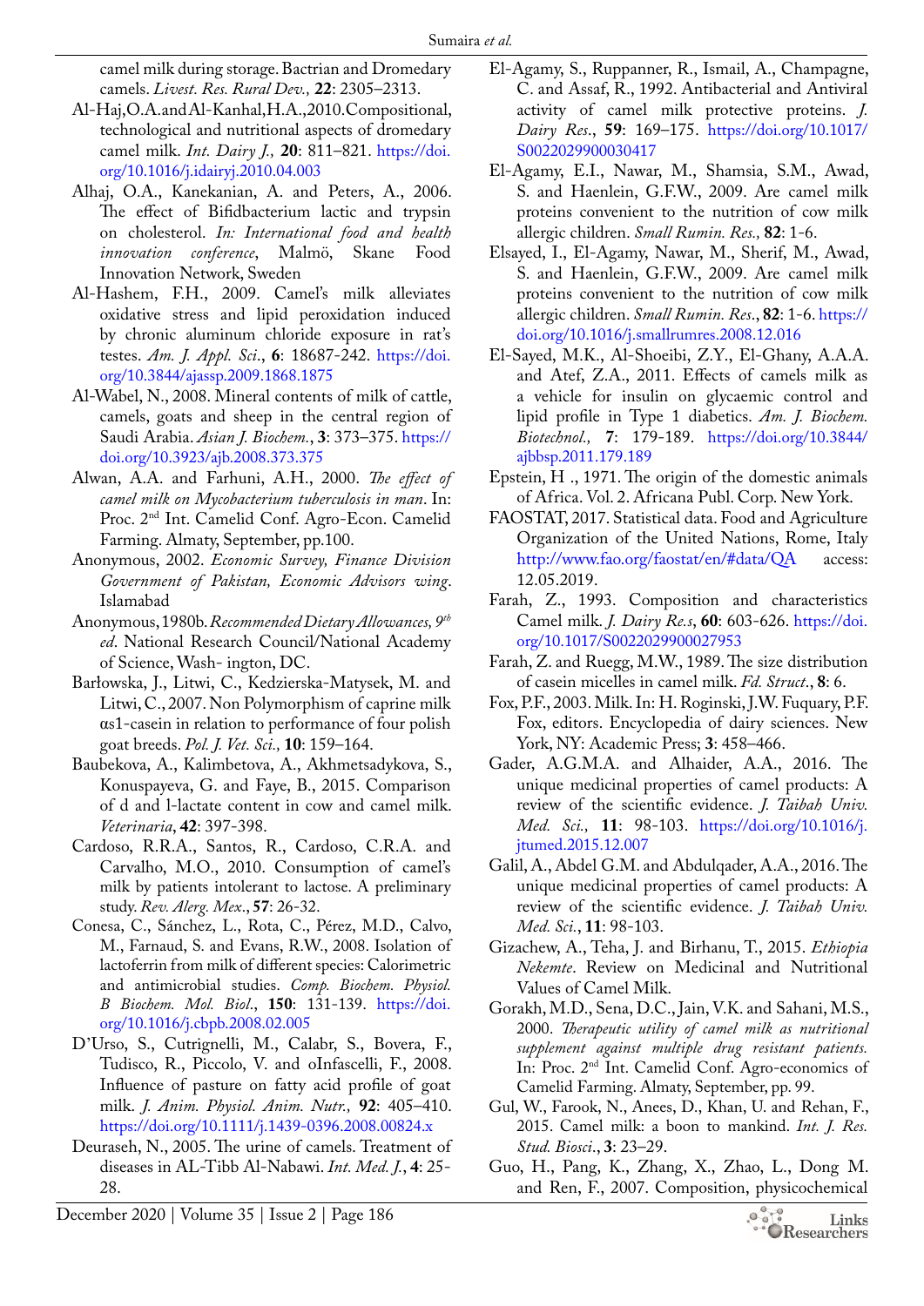camel milk during storage. Bactrian and Dromedary camels. *Livest. Res. Rural Dev.,* **22**: 2305–2313.

Al-Haj,O.A.and Al-Kanhal,H.A.,2010.Compositional, technological and nutritional aspects of dromedary camel milk. *Int. Dairy J.,* **20**: 811–821. https://doi.org/10.1016/j.idairyj.2010.04.003

Alhaj, O.A., Kanekanian, A. and Peters, A., 2006. The effect of Bifidbacterium lactic and trypsin on cholesterol. *In: International food and health innovation conference*, Malmö, Skane Food Innovation Network, Sweden

Al-Hashem, F.H., 2009. Camel's milk alleviates oxidative stress and lipid peroxidation induced by chronic aluminum chloride exposure in rat's testes. *Am. J. Appl. Sci*., **6**: 18687-242. https://doi.org/10.3844/ajassp.2009.1868.1875

Al-Wabel, N., 2008. Mineral contents of milk of cattle, camels, goats and sheep in the central region of Saudi Arabia. *Asian J. Biochem*., **3**: 373–375. https://doi.org/10.3923/ajb.2008.373.375

Alwan, A.A. and Farhuni, A.H., 2000. *The effect of camel milk on Mycobacterium tuberculosis in man*. In: Proc. 2[nd] Int. Camelid Conf. Agro-Econ. Camelid Farming. Almaty, September, pp.100.

Anonymous, 2002. *Economic Survey, Finance Division Government of Pakistan, Economic Advisors wing*. Islamabad

Anonymous, 1980b. *Recommended Dietary Allowances, 9[th] ed*. National Research Council/National Academy of Science, Wash- ington, DC.

Barłowska, J., Litwi, C., Kedzierska-Matysek, M. and Litwi, C., 2007. Non Polymorphism of caprine milk αs1-casein in relation to performance of four polish goat breeds. *Pol. J. Vet. Sci.,* **10**: 159–164.

Baubekova, A., Kalimbetova, A., Akhmetsadykova, S., Konuspayeva, G. and Faye, B., 2015. Comparison of d and l-lactate content in cow and camel milk. *Veterinaria*, **42**: 397-398.

Cardoso, R.R.A., Santos, R., Cardoso, C.R.A. and Carvalho, M.O., 2010. Consumption of camel's milk by patients intolerant to lactose. A preliminary study. *Rev. Alerg. Mex*., **57**: 26-32.

Conesa, C., Sánchez, L., Rota, C., Pérez, M.D., Calvo, M., Farnaud, S. and Evans, R.W., 2008. Isolation of lactoferrin from milk of different species: Calorimetric and antimicrobial studies. *Comp. Biochem. Physiol. B Biochem. Mol. Biol*., **150**: 131-139. https://doi.org/10.1016/j.cbpb.2008.02.005

D'Urso, S., Cutrignelli, M., Calabr, S., Bovera, F., Tudisco, R., Piccolo, V. and oInfascelli, F., 2008. Influence of pasture on fatty acid profile of goat milk. *J. Anim. Physiol. Anim. Nutr.,* **92**: 405–410. https://doi.org/10.1111/j.1439-0396.2008.00824.x

Deuraseh, N., 2005. The urine of camels. Treatment of diseases in AL-Tibb Al-Nabawi. *Int. Med. J.*, **4**: 25-28.

El-Agamy, S., Ruppanner, R., Ismail, A., Champagne, C. and Assaf, R., 1992. Antibacterial and Antiviral activity of camel milk protective proteins. *J. Dairy Res*., **59**: 169–175. https://doi.org/10.1017/S0022029900030417

El-Agamy, E.I., Nawar, M., Shamsia, S.M., Awad, S. and Haenlein, G.F.W., 2009. Are camel milk proteins convenient to the nutrition of cow milk allergic children. *Small Rumin. Res.,* **82**: 1-6.

Elsayed, I., El-Agamy, Nawar, M., Sherif, M., Awad, S. and Haenlein, G.F.W., 2009. Are camel milk proteins convenient to the nutrition of cow milk allergic children. *Small Rumin. Res*., **82**: 1-6. https://doi.org/10.1016/j.smallrumres.2008.12.016

El-Sayed, M.K., Al-Shoeibi, Z.Y., El-Ghany, A.A.A. and Atef, Z.A., 2011. Effects of camels milk as a vehicle for insulin on glycaemic control and lipid profile in Type 1 diabetics. *Am. J. Biochem. Biotechnol.,* **7**: 179-189. https://doi.org/10.3844/ajbbsp.2011.179.189

Epstein, H ., 1971. The origin of the domestic animals of Africa. Vol. 2. Africana Publ. Corp. New York.

FAOSTAT, 2017. Statistical data. Food and Agriculture Organization of the United Nations, Rome, Italy http://www.fao.org/faostat/en/#data/QA access: 12.05.2019.

Farah, Z., 1993. Composition and characteristics Camel milk. *J. Dairy Re.s*, **60**: 603-626. https://doi.org/10.1017/S0022029900027953

Farah, Z. and Ruegg, M.W., 1989. The size distribution of casein micelles in camel milk. *Fd. Struct*., **8**: 6.

Fox, P.F., 2003. Milk. In: H. Roginski, J.W. Fuquary, P.F. Fox, editors. Encyclopedia of dairy sciences. New York, NY: Academic Press; **3**: 458–466.

Gader, A.G.M.A. and Alhaider, A.A., 2016. The unique medicinal properties of camel products: A review of the scientific evidence. *J. Taibah Univ. Med. Sci.,* **11**: 98-103. https://doi.org/10.1016/j.jtumed.2015.12.007

Galil, A., Abdel G.M. and Abdulqader, A.A., 2016. The unique medicinal properties of camel products: A review of the scientific evidence. *J. Taibah Univ. Med. Sci*., **11**: 98-103.

Gizachew, A., Teha, J. and Birhanu, T., 2015. *Ethiopia Nekemte*. Review on Medicinal and Nutritional Values of Camel Milk.

Gorakh, M.D., Sena, D.C., Jain, V.K. and Sahani, M.S., 2000. *Therapeutic utility of camel milk as nutritional supplement against multiple drug resistant patients*. In: Proc. 2[nd] Int. Camelid Conf. Agro-economics of Camelid Farming. Almaty, September, pp. 99.

Gul, W., Farook, N., Anees, D., Khan, U. and Rehan, F., 2015. Camel milk: a boon to mankind. *Int. J. Res. Stud. Biosci*., **3**: 23–29.

Guo, H., Pang, K., Zhang, X., Zhao, L., Dong M. and Ren, F., 2007. Composition, physicochemical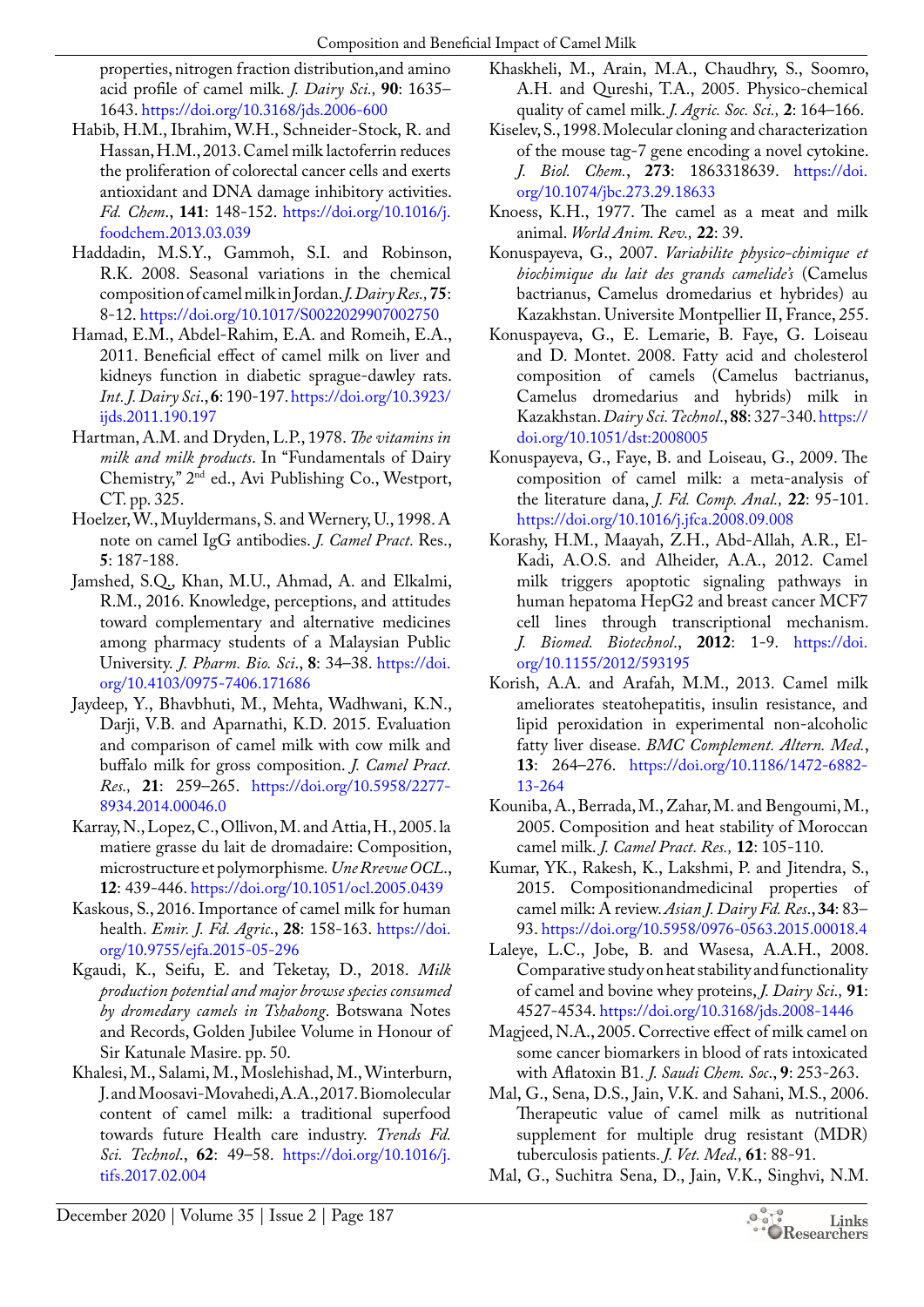properties, nitrogen fraction distribution,and amino acid profile of camel milk. *J. Dairy Sci.,* **90**: 1635–1643. https://doi.org/10.3168/jds.2006-600

Habib, H.M., Ibrahim, W.H., Schneider-Stock, R. and Hassan, H.M., 2013. Camel milk lactoferrin reduces the proliferation of colorectal cancer cells and exerts antioxidant and DNA damage inhibitory activities. *Fd. Chem*., **141**: 148-152. https://doi.org/10.1016/j.foodchem.2013.03.039

Haddadin, M.S.Y., Gammoh, S.I. and Robinson, R.K. 2008. Seasonal variations in the chemical composition of camel milk in Jordan. *J. Dairy Res.,* **75**: 8-12. https://doi.org/10.1017/S0022029907002750

Hamad, E.M., Abdel-Rahim, E.A. and Romeih, E.A., 2011. Beneficial effect of camel milk on liver and kidneys function in diabetic sprague-dawley rats. *Int. J. Dairy Sci*., **6**: 190-197. https://doi.org/10.3923/ijds.2011.190.197

Hartman, A.M. and Dryden, L.P., 1978. *The vitamins in milk and milk products*. In "Fundamentals of Dairy Chemistry," 2nd ed., Avi Publishing Co., Westport, CT. pp. 325.

Hoelzer, W., Muyldermans, S. and Wernery, U., 1998. A note on camel IgG antibodies. *J. Camel Pract.* Res., **5**: 187-188.

Jamshed, S.Q., Khan, M.U., Ahmad, A. and Elkalmi, R.M., 2016. Knowledge, perceptions, and attitudes toward complementary and alternative medicines among pharmacy students of a Malaysian Public University. *J. Pharm. Bio. Sci*., **8**: 34–38. https://doi.org/10.4103/0975-7406.171686

Jaydeep, Y., Bhavbhuti, M., Mehta, Wadhwani, K.N., Darji, V.B. and Aparnathi, K.D. 2015. Evaluation and comparison of camel milk with cow milk and buffalo milk for gross composition. *J. Camel Pract. Res.,* **21**: 259–265. https://doi.org/10.5958/2277-8934.2014.00046.0

Karray, N., Lopez, C., Ollivon, M. and Attia, H., 2005. la matiere grasse du lait de dromadaire: Composition, microstructure et polymorphisme. *Une Rrevue OCL*., **12**: 439-446. https://doi.org/10.1051/ocl.2005.0439

Kaskous, S., 2016. Importance of camel milk for human health. *Emir. J. Fd. Agric*., **28**: 158-163. https://doi.org/10.9755/ejfa.2015-05-296

Kgaudi, K., Seifu, E. and Teketay, D., 2018. *Milk production potential and major browse species consumed by dromedary camels in Tshabong*. Botswana Notes and Records, Golden Jubilee Volume in Honour of Sir Katunale Masire. pp. 50.

Khalesi, M., Salami, M., Moslehishad, M., Winterburn, J. and Moosavi-Movahedi, A.A., 2017. Biomolecular content of camel milk: a traditional superfood towards future Health care industry. *Trends Fd. Sci. Technol*., **62**: 49–58. https://doi.org/10.1016/j.tifs.2017.02.004

Khaskheli, M., Arain, M.A., Chaudhry, S., Soomro, A.H. and Qureshi, T.A., 2005. Physico-chemical quality of camel milk. *J. Agric. Soc. Sci.,* **2**: 164–166.

Kiselev, S., 1998. Molecular cloning and characterization of the mouse tag-7 gene encoding a novel cytokine. *J. Biol. Chem.*, **273**: 1863318639. https://doi.org/10.1074/jbc.273.29.18633

Knoess, K.H., 1977. The camel as a meat and milk animal. *World Anim. Rev.,* **22**: 39.

Konuspayeva, G., 2007. *Variabilite physico-chimique et biochimique du lait des grands camelide's* (Camelus bactrianus, Camelus dromedarius et hybrides) au Kazakhstan. Universite Montpellier II, France, 255.

Konuspayeva, G., E. Lemarie, B. Faye, G. Loiseau and D. Montet. 2008. Fatty acid and cholesterol composition of camels (Camelus bactrianus, Camelus dromedarius and hybrids) milk in Kazakhstan. *Dairy Sci. Technol*., **88**: 327-340. https://doi.org/10.1051/dst:2008005

Konuspayeva, G., Faye, B. and Loiseau, G., 2009. The composition of camel milk: a meta-analysis of the literature dana, *J. Fd. Comp. Anal.,* **22**: 95-101. https://doi.org/10.1016/j.jfca.2008.09.008

Korashy, H.M., Maayah, Z.H., Abd-Allah, A.R., El-Kadi, A.O.S. and Alheider, A.A., 2012. Camel milk triggers apoptotic signaling pathways in human hepatoma HepG2 and breast cancer MCF7 cell lines through transcriptional mechanism. *J. Biomed. Biotechnol*., **2012**: 1-9. https://doi.org/10.1155/2012/593195

Korish, A.A. and Arafah, M.M., 2013. Camel milk ameliorates steatohepatitis, insulin resistance, and lipid peroxidation in experimental non-alcoholic fatty liver disease. *BMC Complement. Altern. Med.*, **13**: 264–276. https://doi.org/10.1186/1472-6882-13-264

Kouniba, A., Berrada, M., Zahar, M. and Bengoumi, M., 2005. Composition and heat stability of Moroccan camel milk. *J. Camel Pract. Res.,* **12**: 105-110.

Kumar, YK., Rakesh, K., Lakshmi, P. and Jitendra, S., 2015. Compositionandmedicinal properties of camel milk: A review. *Asian J. Dairy Fd. Res*., **34**: 83–93. https://doi.org/10.5958/0976-0563.2015.00018.4

Laleye, L.C., Jobe, B. and Wasesa, A.A.H., 2008. Comparative study on heat stability and functionality of camel and bovine whey proteins, *J. Dairy Sci.,* **91**: 4527-4534. https://doi.org/10.3168/jds.2008-1446

Magjeed, N.A., 2005. Corrective effect of milk camel on some cancer biomarkers in blood of rats intoxicated with Aflatoxin B1. *J. Saudi Chem. Soc*., **9**: 253-263.

Mal, G., Sena, D.S., Jain, V.K. and Sahani, M.S., 2006. Therapeutic value of camel milk as nutritional supplement for multiple drug resistant (MDR) tuberculosis patients. *J. Vet. Med.,* **61**: 88-91.

Mal, G., Suchitra Sena, D., Jain, V.K., Singhvi, N.M.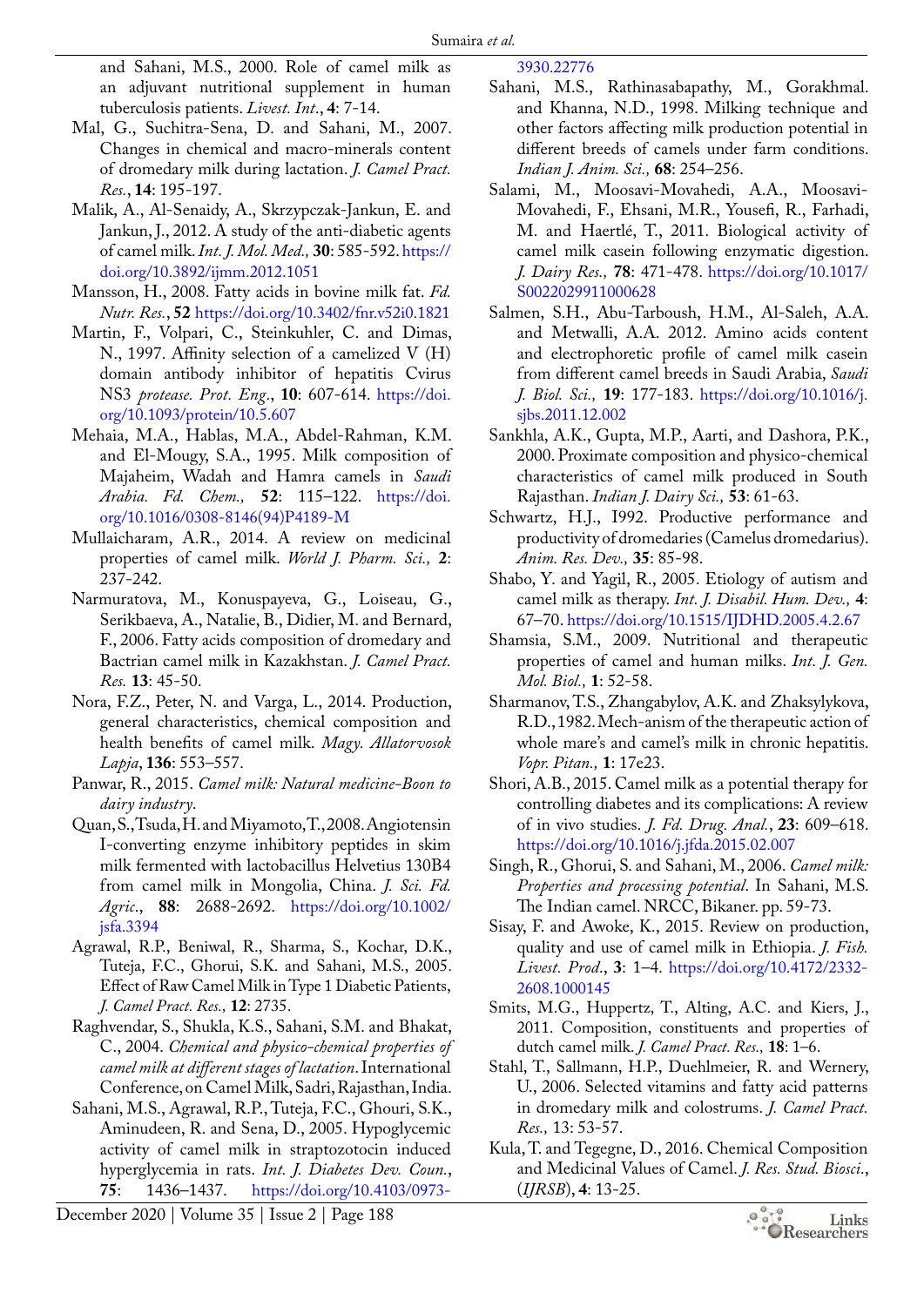and Sahani, M.S., 2000. Role of camel milk as an adjuvant nutritional supplement in human tuberculosis patients. *Livest. Int*., **4**: 7-14.

Mal, G., Suchitra-Sena, D. and Sahani, M., 2007. Changes in chemical and macro-minerals content of dromedary milk during lactation. *J. Camel Pract. Res.*, **14**: 195-197.

Malik, A., Al-Senaidy, A., Skrzypczak-Jankun, E. and Jankun, J., 2012. A study of the anti-diabetic agents of camel milk. *Int. J. Mol. Med.*, **30**: 585-592. https://doi.org/10.3892/ijmm.2012.1051

Mansson, H., 2008. Fatty acids in bovine milk fat. *Fd. Nutr. Res.*, **52** https://doi.org/10.3402/fnr.v52i0.1821

Martin, F., Volpari, C., Steinkuhler, C. and Dimas, N., 1997. Affinity selection of a camelized V (H) domain antibody inhibitor of hepatitis Cvirus NS3 *protease. Prot. Eng*., **10**: 607-614. https://doi.org/10.1093/protein/10.5.607

Mehaia, M.A., Hablas, M.A., Abdel-Rahman, K.M. and El-Mougy, S.A., 1995. Milk composition of Majaheim, Wadah and Hamra camels in *Saudi Arabia. Fd. Chem.,* **52**: 115–122. https://doi.org/10.1016/0308-8146(94)P4189-M

Mullaicharam, A.R., 2014. A review on medicinal properties of camel milk. *World J. Pharm. Sci.,* **2**: 237-242.

Narmuratova, M., Konuspayeva, G., Loiseau, G., Serikbaeva, A., Natalie, B., Didier, M. and Bernard, F., 2006. Fatty acids composition of dromedary and Bactrian camel milk in Kazakhstan. *J. Camel Pract. Res.* **13**: 45-50.

Nora, F.Z., Peter, N. and Varga, L., 2014. Production, general characteristics, chemical composition and health benefits of camel milk. *Magy. Allatorvosok Lapja*, **136**: 553–557.

Panwar, R., 2015. *Camel milk: Natural medicine-Boon to dairy industry*.

Quan, S., Tsuda, H. and Miyamoto, T., 2008. Angiotensin I-converting enzyme inhibitory peptides in skim milk fermented with lactobacillus Helvetius 130B4 from camel milk in Mongolia, China. *J. Sci. Fd. Agric*., **88**: 2688-2692. https://doi.org/10.1002/jsfa.3394

Agrawal, R.P., Beniwal, R., Sharma, S., Kochar, D.K., Tuteja, F.C., Ghorui, S.K. and Sahani, M.S., 2005. Effect of Raw Camel Milk in Type 1 Diabetic Patients, *J. Camel Pract. Res.,* **12**: 2735.

Raghvendar, S., Shukla, K.S., Sahani, S.M. and Bhakat, C., 2004. *Chemical and physico-chemical properties of camel milk at different stages of lactation*. International Conference, on Camel Milk, Sadri, Rajasthan, India.

Sahani, M.S., Agrawal, R.P., Tuteja, F.C., Ghouri, S.K., Aminudeen, R. and Sena, D., 2005. Hypoglycemic activity of camel milk in straptozotocin induced hyperglycemia in rats. *Int. J. Diabetes Dev. Coun.*, **75**: 1436–1437. https://doi.org/10.4103/0973-3930.22776

Sahani, M.S., Rathinasabapathy, M., Gorakhmal. and Khanna, N.D., 1998. Milking technique and other factors affecting milk production potential in different breeds of camels under farm conditions. *Indian J. Anim. Sci.,* **68**: 254–256.

Salami, M., Moosavi-Movahedi, A.A., Moosavi-Movahedi, F., Ehsani, M.R., Yousefi, R., Farhadi, M. and Haertlé, T., 2011. Biological activity of camel milk casein following enzymatic digestion. *J. Dairy Res.,* **78**: 471-478. https://doi.org/10.1017/S0022029911000628

Salmen, S.H., Abu-Tarboush, H.M., Al-Saleh, A.A. and Metwalli, A.A. 2012. Amino acids content and electrophoretic profile of camel milk casein from different camel breeds in Saudi Arabia, *Saudi J. Biol. Sci.,* **19**: 177-183. https://doi.org/10.1016/j.sjbs.2011.12.002

Sankhla, A.K., Gupta, M.P., Aarti, and Dashora, P.K., 2000. Proximate composition and physico-chemical characteristics of camel milk produced in South Rajasthan. *Indian J. Dairy Sci.,* **53**: 61-63.

Schwartz, H.J., I992. Productive performance and productivity of dromedaries (Camelus dromedarius). *Anim. Res. Dev.,* **35**: 85-98.

Shabo, Y. and Yagil, R., 2005. Etiology of autism and camel milk as therapy. *Int. J. Disabil. Hum. Dev.,* **4**: 67–70. https://doi.org/10.1515/IJDHD.2005.4.2.67

Shamsia, S.M., 2009. Nutritional and therapeutic properties of camel and human milks. *Int. J. Gen. Mol. Biol.,* **1**: 52-58.

Sharmanov, T.S., Zhangabylov, A.K. and Zhaksylykova, R.D., 1982. Mech-anism of the therapeutic action of whole mare's and camel's milk in chronic hepatitis. *Vopr. Pitan.,* **1**: 17e23.

Shori, A.B., 2015. Camel milk as a potential therapy for controlling diabetes and its complications: A review of in vivo studies. *J. Fd. Drug. Anal.*, **23**: 609–618. https://doi.org/10.1016/j.jfda.2015.02.007

Singh, R., Ghorui, S. and Sahani, M., 2006. *Camel milk: Properties and processing potential*. In Sahani, M.S. The Indian camel. NRCC, Bikaner. pp. 59-73.

Sisay, F. and Awoke, K., 2015. Review on production, quality and use of camel milk in Ethiopia. *J. Fish. Livest. Prod*., **3**: 1–4. https://doi.org/10.4172/2332-2608.1000145

Smits, M.G., Huppertz, T., Alting, A.C. and Kiers, J., 2011. Composition, constituents and properties of dutch camel milk. *J. Camel Pract. Res.,* **18**: 1–6.

Stahl, T., Sallmann, H.P., Duehlmeier, R. and Wernery, U., 2006. Selected vitamins and fatty acid patterns in dromedary milk and colostrums. *J. Camel Pract. Res.,* 13: 53-57.

Kula, T. and Tegegne, D., 2016. Chemical Composition and Medicinal Values of Camel. *J. Res. Stud. Biosci*., (*IJRSB*), **4**: 13-25.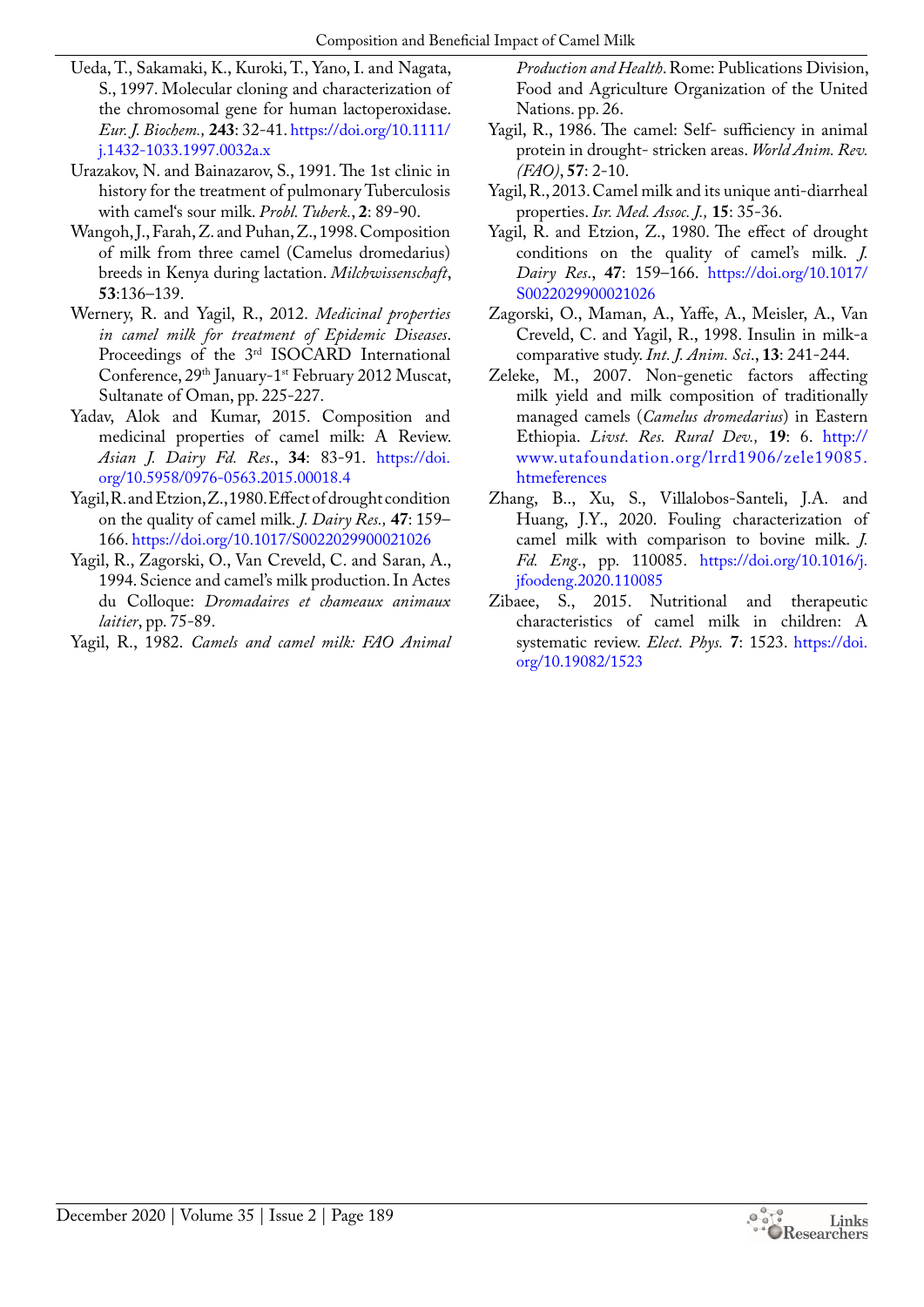Ueda, T., Sakamaki, K., Kuroki, T., Yano, I. and Nagata, S., 1997. Molecular cloning and characterization of the chromosomal gene for human lactoperoxidase. *Eur. J. Biochem.,* **243**: 32-41. https://doi.org/10.1111/j.1432-1033.1997.0032a.x

Urazakov, N. and Bainazarov, S., 1991. The 1st clinic in history for the treatment of pulmonary Tuberculosis with camel's sour milk. *Probl. Tuberk.*, **2**: 89-90.

Wangoh, J., Farah, Z. and Puhan, Z., 1998. Composition of milk from three camel (Camelus dromedarius) breeds in Kenya during lactation. *Milchwissenschaft*, **53**:136–139.

Wernery, R. and Yagil, R., 2012. *Medicinal properties in camel milk for treatment of Epidemic Diseases*. Proceedings of the 3rd ISOCARD International Conference, 29th January-1st February 2012 Muscat, Sultanate of Oman, pp. 225-227.

Yadav, Alok and Kumar, 2015. Composition and medicinal properties of camel milk: A Review. *Asian J. Dairy Fd. Res*., **34**: 83-91. https://doi.org/10.5958/0976-0563.2015.00018.4

Yagil, R. and Etzion, Z., 1980. Effect of drought condition on the quality of camel milk. *J. Dairy Res.,* **47**: 159–166. https://doi.org/10.1017/S0022029900021026

Yagil, R., Zagorski, O., Van Creveld, C. and Saran, A., 1994. Science and camel's milk production. In Actes du Colloque: *Dromadaires et chameaux animaux laitier*, pp. 75-89.

Yagil, R., 1982. *Camels and camel milk: FAO Animal Production and Health*. Rome: Publications Division, Food and Agriculture Organization of the United Nations. pp. 26.

Yagil, R., 1986. The camel: Self- sufficiency in animal protein in drought- stricken areas. *World Anim. Rev. (FAO)*, **57**: 2-10.

Yagil, R., 2013. Camel milk and its unique anti-diarrheal properties. *Isr. Med. Assoc. J.,* **15**: 35-36.

Yagil, R. and Etzion, Z., 1980. The effect of drought conditions on the quality of camel's milk. *J. Dairy Res*., **47**: 159–166. https://doi.org/10.1017/S0022029900021026

Zagorski, O., Maman, A., Yaffe, A., Meisler, A., Van Creveld, C. and Yagil, R., 1998. Insulin in milk-a comparative study. *Int. J. Anim. Sci*., **13**: 241-244.

Zeleke, M., 2007. Non-genetic factors affecting milk yield and milk composition of traditionally managed camels (*Camelus dromedarius*) in Eastern Ethiopia. *Livst. Res. Rural Dev.,* **19**: 6. http://www.utafoundation.org/lrrd1906/zele19085.htmeferences

Zhang, B.., Xu, S., Villalobos-Santeli, J.A. and Huang, J.Y., 2020. Fouling characterization of camel milk with comparison to bovine milk. *J. Fd. Eng*., pp. 110085. https://doi.org/10.1016/j.jfoodeng.2020.110085

Zibaee, S., 2015. Nutritional and therapeutic characteristics of camel milk in children: A systematic review. *Elect. Phys.* **7**: 1523. https://doi.org/10.19082/1523